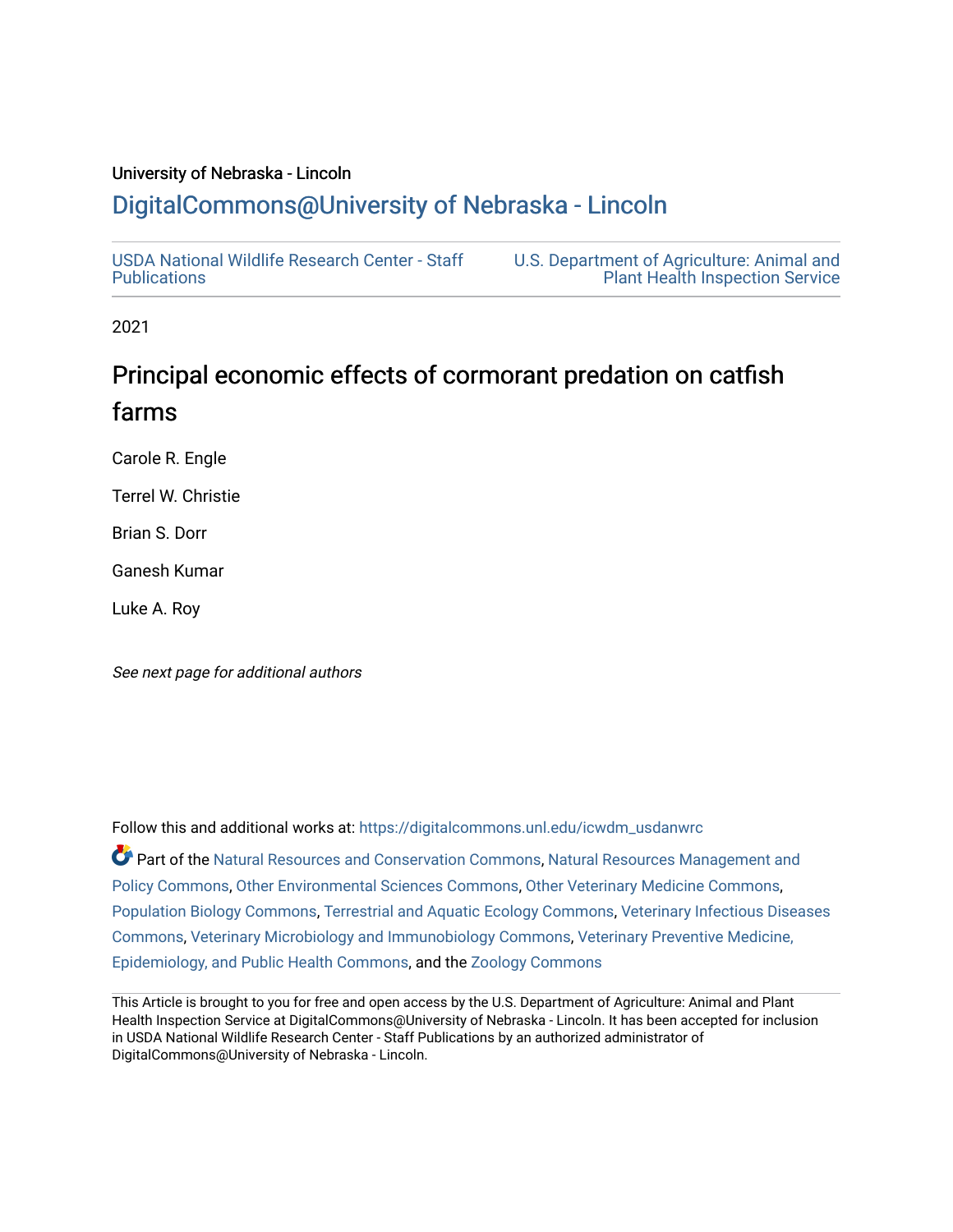University of Nebraska - Lincoln

## DigitalCommons@University of Nebraska - Lincoln

USDA National Wildlife Research Center - Staff Publications

U.S. Department of Agriculture: Animal and Plant Health Inspection Service

2021

# Principal economic effects of cormorant predation on catfish farms

Carole R. Engle

Terrel W. Christie

Brian S. Dorr

Ganesh Kumar

Luke A. Roy

*See next page for additional authors*

Follow this and additional works at: https://digitalcommons.unl.edu/icwdm_usdanwrc

Part of the Natural Resources and Conservation Commons, Natural Resources Management and Policy Commons, Other Environmental Sciences Commons, Other Veterinary Medicine Commons, Population Biology Commons, Terrestrial and Aquatic Ecology Commons, Veterinary Infectious Diseases Commons, Veterinary Microbiology and Immunobiology Commons, Veterinary Preventive Medicine, Epidemiology, and Public Health Commons, and the Zoology Commons

This Article is brought to you for free and open access by the U.S. Department of Agriculture: Animal and Plant Health Inspection Service at DigitalCommons@University of Nebraska - Lincoln. It has been accepted for inclusion in USDA National Wildlife Research Center - Staff Publications by an authorized administrator of DigitalCommons@University of Nebraska - Lincoln.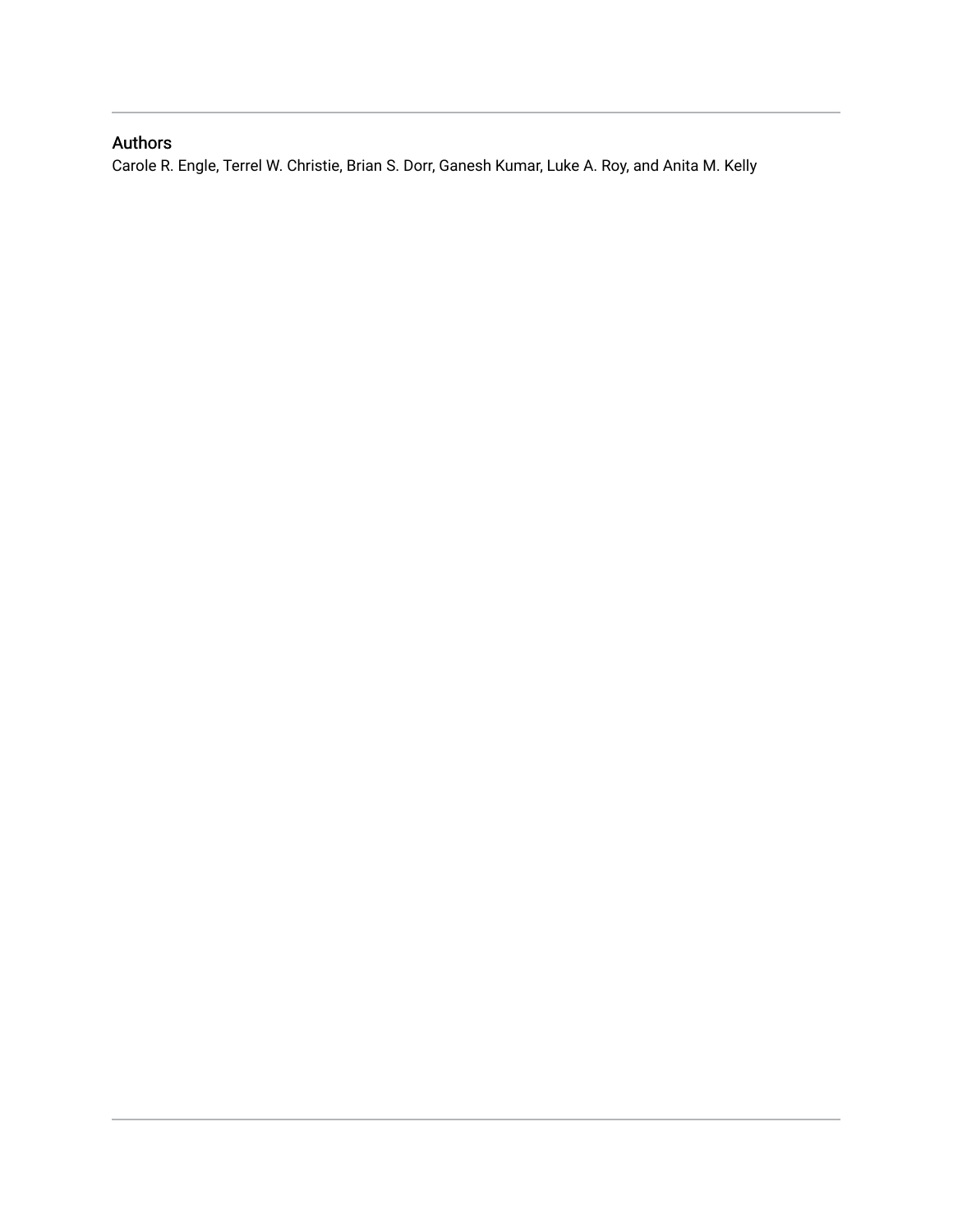## Authors

Carole R. Engle, Terrel W. Christie, Brian S. Dorr, Ganesh Kumar, Luke A. Roy, and Anita M. Kelly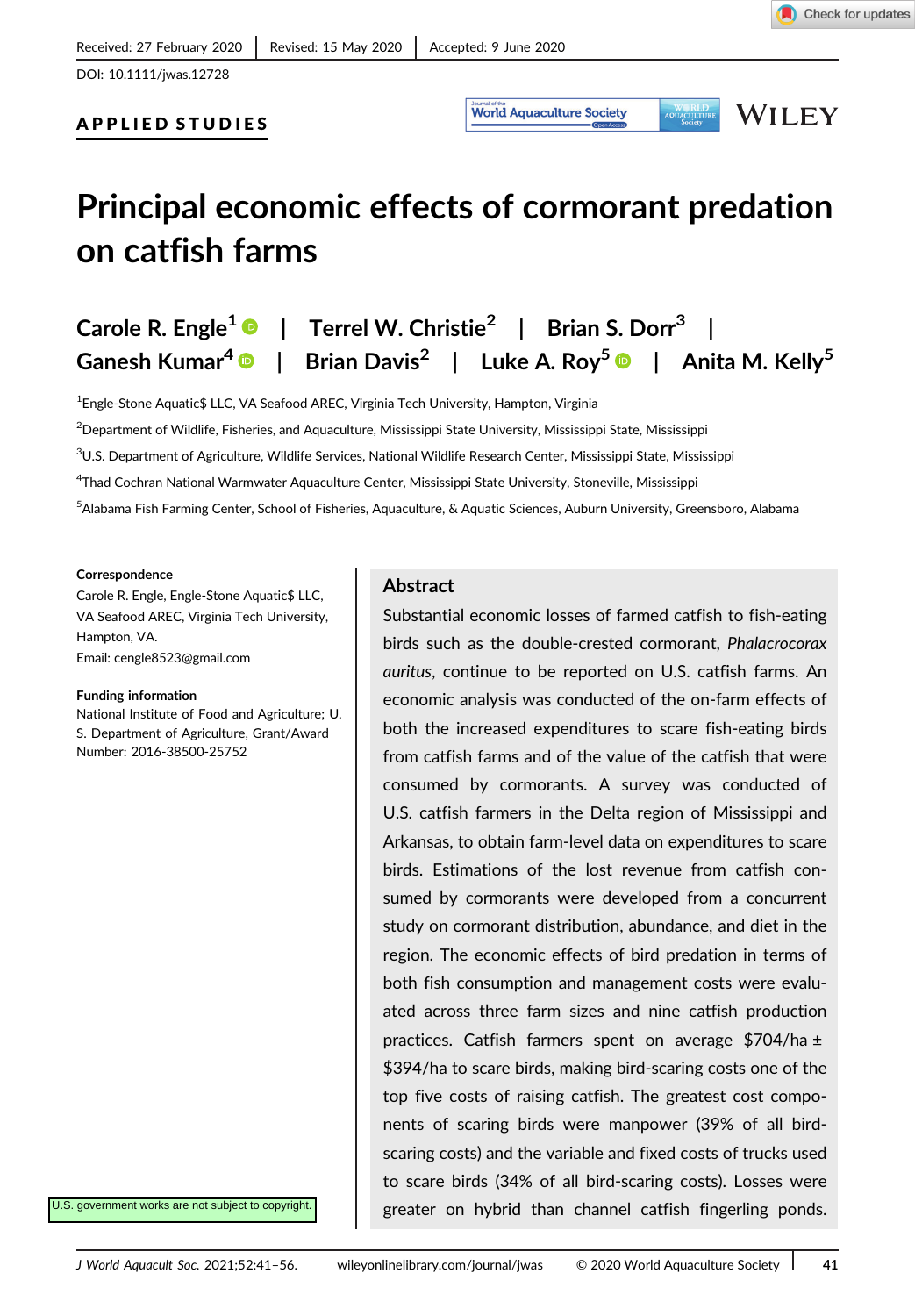Received: 27 February 2020 | Revised: 15 May 2020 | Accepted: 9 June 2020

DOI: 10.1111/jwas.12728

**APPLIED STUDIES**

# Principal economic effects of cormorant predation on catfish farms

**Carole R. Engle**[1] | **Terrel W. Christie**[2] | **Brian S. Dorr**[3] | **Ganesh Kumar**[4] | **Brian Davis**[2] | **Luke A. Roy**[5] | **Anita M. Kelly**[5]

[1]Engle-Stone Aquatic$ LLC, VA Seafood AREC, Virginia Tech University, Hampton, Virginia

[2]Department of Wildlife, Fisheries, and Aquaculture, Mississippi State University, Mississippi State, Mississippi

[3]U.S. Department of Agriculture, Wildlife Services, National Wildlife Research Center, Mississippi State, Mississippi

[4]Thad Cochran National Warmwater Aquaculture Center, Mississippi State University, Stoneville, Mississippi

[5]Alabama Fish Farming Center, School of Fisheries, Aquaculture, & Aquatic Sciences, Auburn University, Greensboro, Alabama

**Correspondence**

Carole R. Engle, Engle-Stone Aquatic$ LLC, VA Seafood AREC, Virginia Tech University, Hampton, VA.
Email: cengle8523@gmail.com

**Funding information**

National Institute of Food and Agriculture; U. S. Department of Agriculture, Grant/Award Number: 2016-38500-25752

U.S. government works are not subject to copyright.

## Abstract

Substantial economic losses of farmed catfish to fish-eating birds such as the double-crested cormorant, *Phalacrocorax auritus*, continue to be reported on U.S. catfish farms. An economic analysis was conducted of the on-farm effects of both the increased expenditures to scare fish-eating birds from catfish farms and of the value of the catfish that were consumed by cormorants. A survey was conducted of U.S. catfish farmers in the Delta region of Mississippi and Arkansas, to obtain farm-level data on expenditures to scare birds. Estimations of the lost revenue from catfish consumed by cormorants were developed from a concurrent study on cormorant distribution, abundance, and diet in the region. The economic effects of bird predation in terms of both fish consumption and management costs were evaluated across three farm sizes and nine catfish production practices. Catfish farmers spent on average $704/ha ± $394/ha to scare birds, making bird-scaring costs one of the top five costs of raising catfish. The greatest cost components of scaring birds were manpower (39% of all bird-scaring costs) and the variable and fixed costs of trucks used to scare birds (34% of all bird-scaring costs). Losses were greater on hybrid than channel catfish fingerling ponds.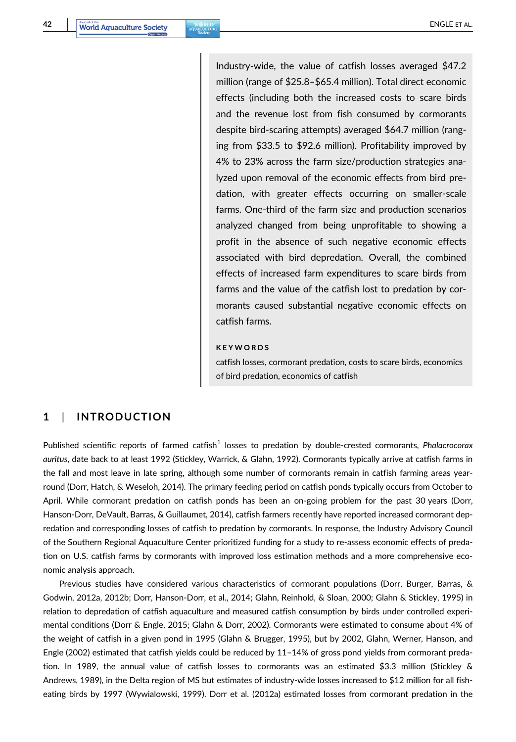Industry-wide, the value of catfish losses averaged $47.2 million (range of $25.8–$65.4 million). Total direct economic effects (including both the increased costs to scare birds and the revenue lost from fish consumed by cormorants despite bird-scaring attempts) averaged $64.7 million (ranging from $33.5 to $92.6 million). Profitability improved by 4% to 23% across the farm size/production strategies analyzed upon removal of the economic effects from bird predation, with greater effects occurring on smaller-scale farms. One-third of the farm size and production scenarios analyzed changed from being unprofitable to showing a profit in the absence of such negative economic effects associated with bird depredation. Overall, the combined effects of increased farm expenditures to scare birds from farms and the value of the catfish lost to predation by cormorants caused substantial negative economic effects on catfish farms.

**KEYWORDS**

catfish losses, cormorant predation, costs to scare birds, economics of bird predation, economics of catfish

## 1 | INTRODUCTION

Published scientific reports of farmed catfish[1] losses to predation by double-crested cormorants, *Phalacrocorax auritus*, date back to at least 1992 (Stickley, Warrick, & Glahn, 1992). Cormorants typically arrive at catfish farms in the fall and most leave in late spring, although some number of cormorants remain in catfish farming areas year-round (Dorr, Hatch, & Weseloh, 2014). The primary feeding period on catfish ponds typically occurs from October to April. While cormorant predation on catfish ponds has been an on-going problem for the past 30 years (Dorr, Hanson-Dorr, DeVault, Barras, & Guillaumet, 2014), catfish farmers recently have reported increased cormorant depredation and corresponding losses of catfish to predation by cormorants. In response, the Industry Advisory Council of the Southern Regional Aquaculture Center prioritized funding for a study to re-assess economic effects of predation on U.S. catfish farms by cormorants with improved loss estimation methods and a more comprehensive economic analysis approach.

Previous studies have considered various characteristics of cormorant populations (Dorr, Burger, Barras, & Godwin, 2012a, 2012b; Dorr, Hanson-Dorr, et al., 2014; Glahn, Reinhold, & Sloan, 2000; Glahn & Stickley, 1995) in relation to depredation of catfish aquaculture and measured catfish consumption by birds under controlled experimental conditions (Dorr & Engle, 2015; Glahn & Dorr, 2002). Cormorants were estimated to consume about 4% of the weight of catfish in a given pond in 1995 (Glahn & Brugger, 1995), but by 2002, Glahn, Werner, Hanson, and Engle (2002) estimated that catfish yields could be reduced by 11–14% of gross pond yields from cormorant predation. In 1989, the annual value of catfish losses to cormorants was an estimated $3.3 million (Stickley & Andrews, 1989), in the Delta region of MS but estimates of industry-wide losses increased to $12 million for all fish-eating birds by 1997 (Wywialowski, 1999). Dorr et al. (2012a) estimated losses from cormorant predation in the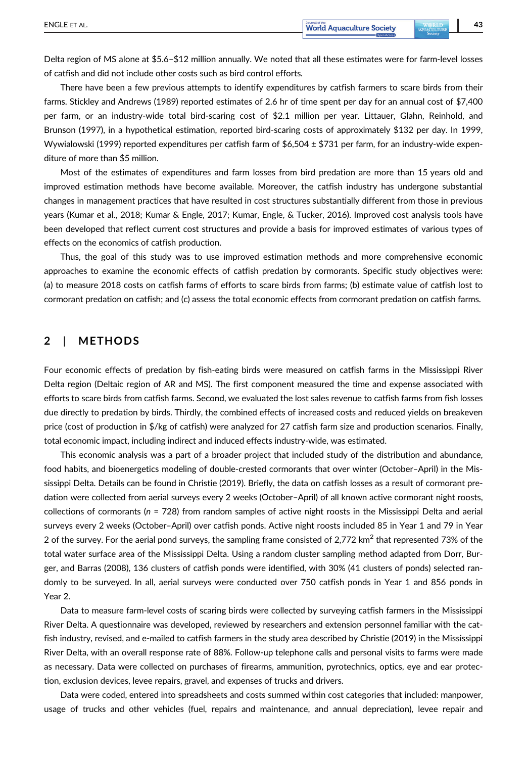Delta region of MS alone at $5.6–$12 million annually. We noted that all these estimates were for farm-level losses of catfish and did not include other costs such as bird control efforts.

There have been a few previous attempts to identify expenditures by catfish farmers to scare birds from their farms. Stickley and Andrews (1989) reported estimates of 2.6 hr of time spent per day for an annual cost of $7,400 per farm, or an industry-wide total bird-scaring cost of $2.1 million per year. Littauer, Glahn, Reinhold, and Brunson (1997), in a hypothetical estimation, reported bird-scaring costs of approximately $132 per day. In 1999, Wywialowski (1999) reported expenditures per catfish farm of $6,504 ± $731 per farm, for an industry-wide expenditure of more than $5 million.

Most of the estimates of expenditures and farm losses from bird predation are more than 15 years old and improved estimation methods have become available. Moreover, the catfish industry has undergone substantial changes in management practices that have resulted in cost structures substantially different from those in previous years (Kumar et al., 2018; Kumar & Engle, 2017; Kumar, Engle, & Tucker, 2016). Improved cost analysis tools have been developed that reflect current cost structures and provide a basis for improved estimates of various types of effects on the economics of catfish production.

Thus, the goal of this study was to use improved estimation methods and more comprehensive economic approaches to examine the economic effects of catfish predation by cormorants. Specific study objectives were: (a) to measure 2018 costs on catfish farms of efforts to scare birds from farms; (b) estimate value of catfish lost to cormorant predation on catfish; and (c) assess the total economic effects from cormorant predation on catfish farms.

## 2 | METHODS

Four economic effects of predation by fish-eating birds were measured on catfish farms in the Mississippi River Delta region (Deltaic region of AR and MS). The first component measured the time and expense associated with efforts to scare birds from catfish farms. Second, we evaluated the lost sales revenue to catfish farms from fish losses due directly to predation by birds. Thirdly, the combined effects of increased costs and reduced yields on breakeven price (cost of production in $/kg of catfish) were analyzed for 27 catfish farm size and production scenarios. Finally, total economic impact, including indirect and induced effects industry-wide, was estimated.

This economic analysis was a part of a broader project that included study of the distribution and abundance, food habits, and bioenergetics modeling of double-crested cormorants that over winter (October–April) in the Mississippi Delta. Details can be found in Christie (2019). Briefly, the data on catfish losses as a result of cormorant predation were collected from aerial surveys every 2 weeks (October–April) of all known active cormorant night roosts, collections of cormorants ($n$ = 728) from random samples of active night roosts in the Mississippi Delta and aerial surveys every 2 weeks (October–April) over catfish ponds. Active night roosts included 85 in Year 1 and 79 in Year 2 of the survey. For the aerial pond surveys, the sampling frame consisted of 2,772 km$^2$ that represented 73% of the total water surface area of the Mississippi Delta. Using a random cluster sampling method adapted from Dorr, Burger, and Barras (2008), 136 clusters of catfish ponds were identified, with 30% (41 clusters of ponds) selected randomly to be surveyed. In all, aerial surveys were conducted over 750 catfish ponds in Year 1 and 856 ponds in Year 2.

Data to measure farm-level costs of scaring birds were collected by surveying catfish farmers in the Mississippi River Delta. A questionnaire was developed, reviewed by researchers and extension personnel familiar with the catfish industry, revised, and e-mailed to catfish farmers in the study area described by Christie (2019) in the Mississippi River Delta, with an overall response rate of 88%. Follow-up telephone calls and personal visits to farms were made as necessary. Data were collected on purchases of firearms, ammunition, pyrotechnics, optics, eye and ear protection, exclusion devices, levee repairs, gravel, and expenses of trucks and drivers.

Data were coded, entered into spreadsheets and costs summed within cost categories that included: manpower, usage of trucks and other vehicles (fuel, repairs and maintenance, and annual depreciation), levee repair and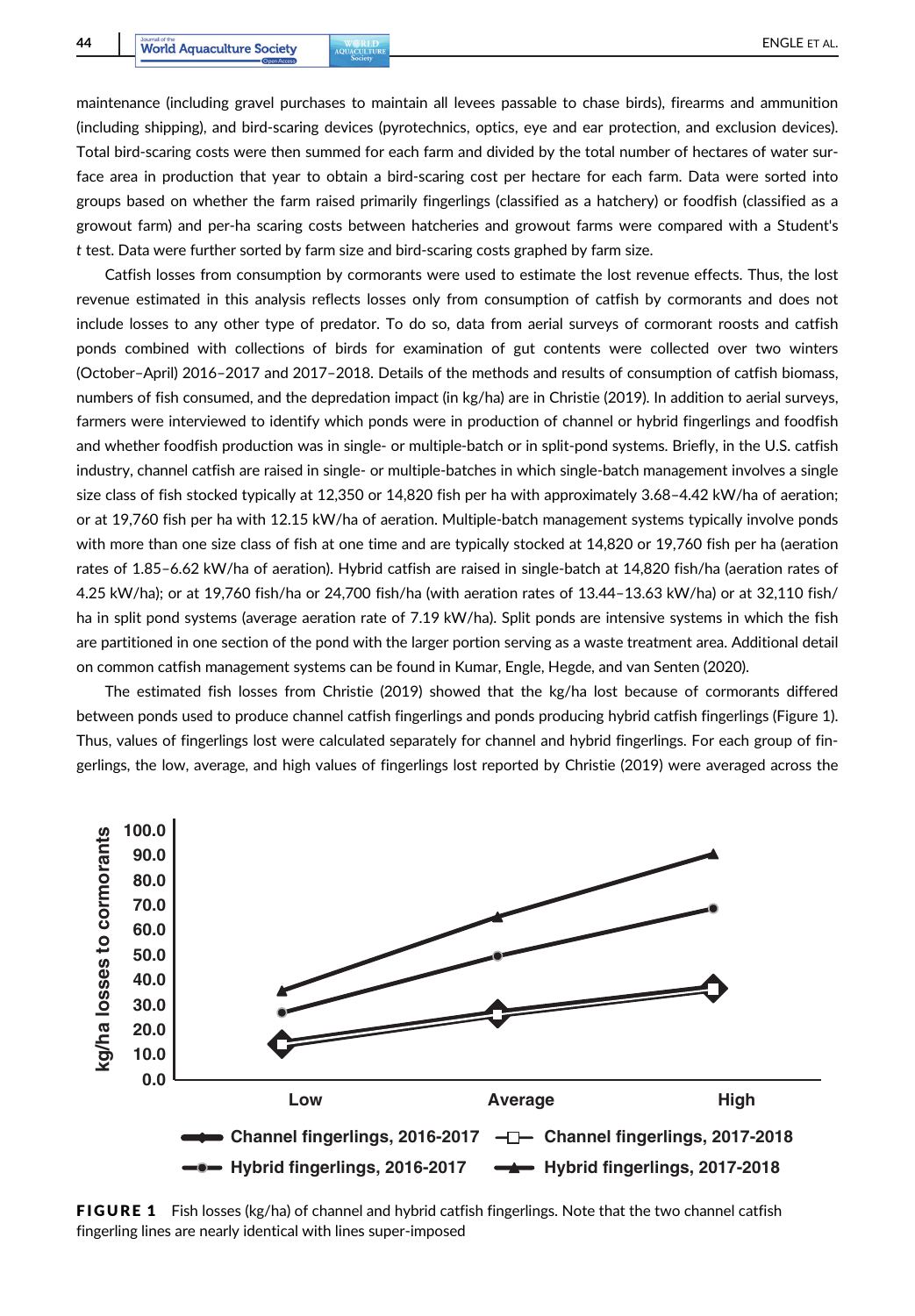maintenance (including gravel purchases to maintain all levees passable to chase birds), firearms and ammunition (including shipping), and bird-scaring devices (pyrotechnics, optics, eye and ear protection, and exclusion devices). Total bird-scaring costs were then summed for each farm and divided by the total number of hectares of water surface area in production that year to obtain a bird-scaring cost per hectare for each farm. Data were sorted into groups based on whether the farm raised primarily fingerlings (classified as a hatchery) or foodfish (classified as a growout farm) and per-ha scaring costs between hatcheries and growout farms were compared with a Student's *t* test. Data were further sorted by farm size and bird-scaring costs graphed by farm size.

Catfish losses from consumption by cormorants were used to estimate the lost revenue effects. Thus, the lost revenue estimated in this analysis reflects losses only from consumption of catfish by cormorants and does not include losses to any other type of predator. To do so, data from aerial surveys of cormorant roosts and catfish ponds combined with collections of birds for examination of gut contents were collected over two winters (October–April) 2016–2017 and 2017–2018. Details of the methods and results of consumption of catfish biomass, numbers of fish consumed, and the depredation impact (in kg/ha) are in Christie (2019). In addition to aerial surveys, farmers were interviewed to identify which ponds were in production of channel or hybrid fingerlings and foodfish and whether foodfish production was in single- or multiple-batch or in split-pond systems. Briefly, in the U.S. catfish industry, channel catfish are raised in single- or multiple-batches in which single-batch management involves a single size class of fish stocked typically at 12,350 or 14,820 fish per ha with approximately 3.68–4.42 kW/ha of aeration; or at 19,760 fish per ha with 12.15 kW/ha of aeration. Multiple-batch management systems typically involve ponds with more than one size class of fish at one time and are typically stocked at 14,820 or 19,760 fish per ha (aeration rates of 1.85–6.62 kW/ha of aeration). Hybrid catfish are raised in single-batch at 14,820 fish/ha (aeration rates of 4.25 kW/ha); or at 19,760 fish/ha or 24,700 fish/ha (with aeration rates of 13.44–13.63 kW/ha) or at 32,110 fish/ha in split pond systems (average aeration rate of 7.19 kW/ha). Split ponds are intensive systems in which the fish are partitioned in one section of the pond with the larger portion serving as a waste treatment area. Additional detail on common catfish management systems can be found in Kumar, Engle, Hegde, and van Senten (2020).

The estimated fish losses from Christie (2019) showed that the kg/ha lost because of cormorants differed between ponds used to produce channel catfish fingerlings and ponds producing hybrid catfish fingerlings (Figure 1). Thus, values of fingerlings lost were calculated separately for channel and hybrid fingerlings. For each group of fingerlings, the low, average, and high values of fingerlings lost reported by Christie (2019) were averaged across the

**FIGURE 1** Fish losses (kg/ha) of channel and hybrid catfish fingerlings. Note that the two channel catfish fingerling lines are nearly identical with lines super-imposed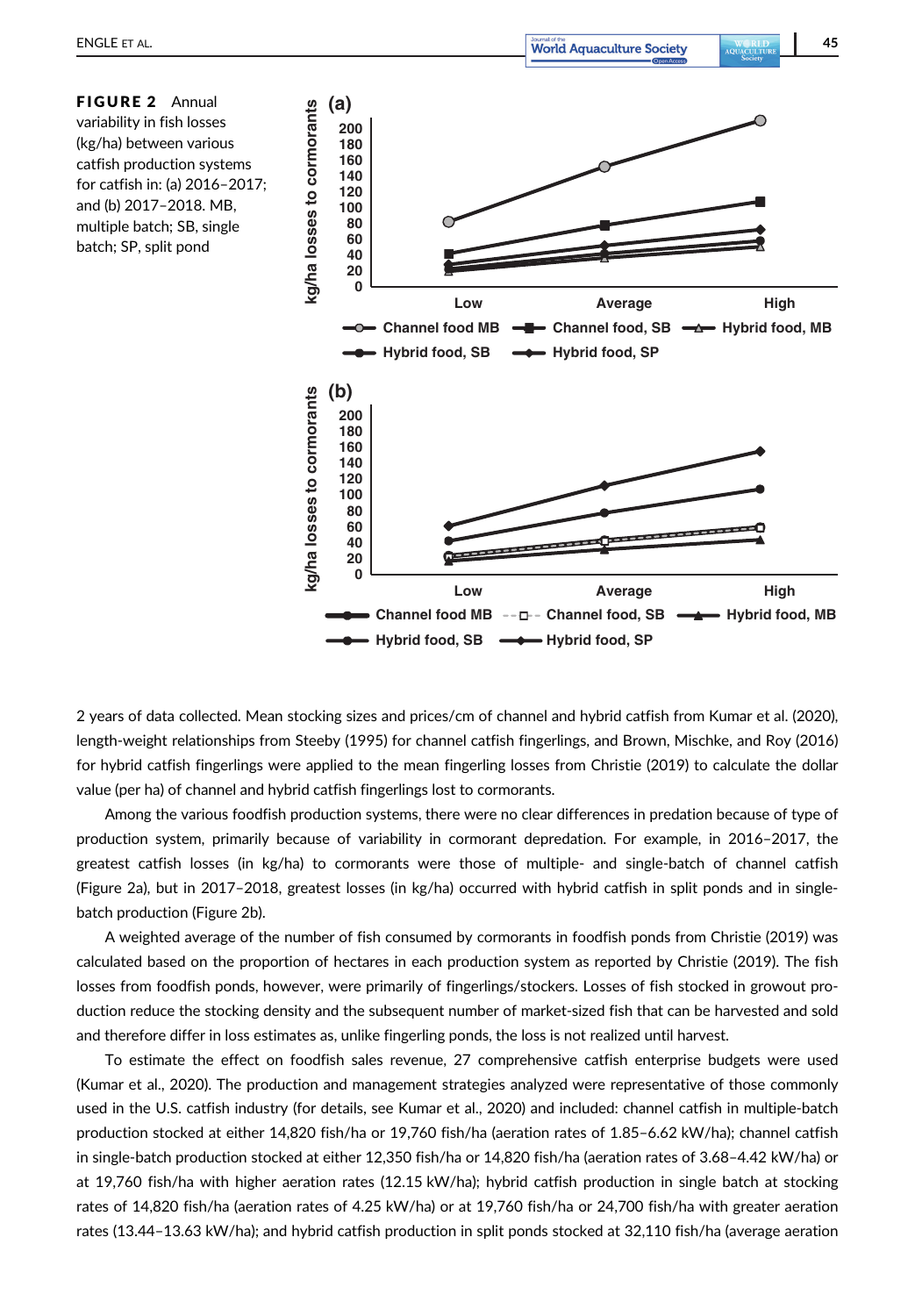**FIGURE 2** Annual variability in fish losses (kg/ha) between various catfish production systems for catfish in: (a) 2016–2017; and (b) 2017–2018. MB, multiple batch; SB, single batch; SP, split pond

2 years of data collected. Mean stocking sizes and prices/cm of channel and hybrid catfish from Kumar et al. (2020), length-weight relationships from Steeby (1995) for channel catfish fingerlings, and Brown, Mischke, and Roy (2016) for hybrid catfish fingerlings were applied to the mean fingerling losses from Christie (2019) to calculate the dollar value (per ha) of channel and hybrid catfish fingerlings lost to cormorants.

Among the various foodfish production systems, there were no clear differences in predation because of type of production system, primarily because of variability in cormorant depredation. For example, in 2016–2017, the greatest catfish losses (in kg/ha) to cormorants were those of multiple- and single-batch of channel catfish (Figure 2a), but in 2017–2018, greatest losses (in kg/ha) occurred with hybrid catfish in split ponds and in single-batch production (Figure 2b).

A weighted average of the number of fish consumed by cormorants in foodfish ponds from Christie (2019) was calculated based on the proportion of hectares in each production system as reported by Christie (2019). The fish losses from foodfish ponds, however, were primarily of fingerlings/stockers. Losses of fish stocked in growout production reduce the stocking density and the subsequent number of market-sized fish that can be harvested and sold and therefore differ in loss estimates as, unlike fingerling ponds, the loss is not realized until harvest.

To estimate the effect on foodfish sales revenue, 27 comprehensive catfish enterprise budgets were used (Kumar et al., 2020). The production and management strategies analyzed were representative of those commonly used in the U.S. catfish industry (for details, see Kumar et al., 2020) and included: channel catfish in multiple-batch production stocked at either 14,820 fish/ha or 19,760 fish/ha (aeration rates of 1.85–6.62 kW/ha); channel catfish in single-batch production stocked at either 12,350 fish/ha or 14,820 fish/ha (aeration rates of 3.68–4.42 kW/ha) or at 19,760 fish/ha with higher aeration rates (12.15 kW/ha); hybrid catfish production in single batch at stocking rates of 14,820 fish/ha (aeration rates of 4.25 kW/ha) or at 19,760 fish/ha or 24,700 fish/ha with greater aeration rates (13.44–13.63 kW/ha); and hybrid catfish production in split ponds stocked at 32,110 fish/ha (average aeration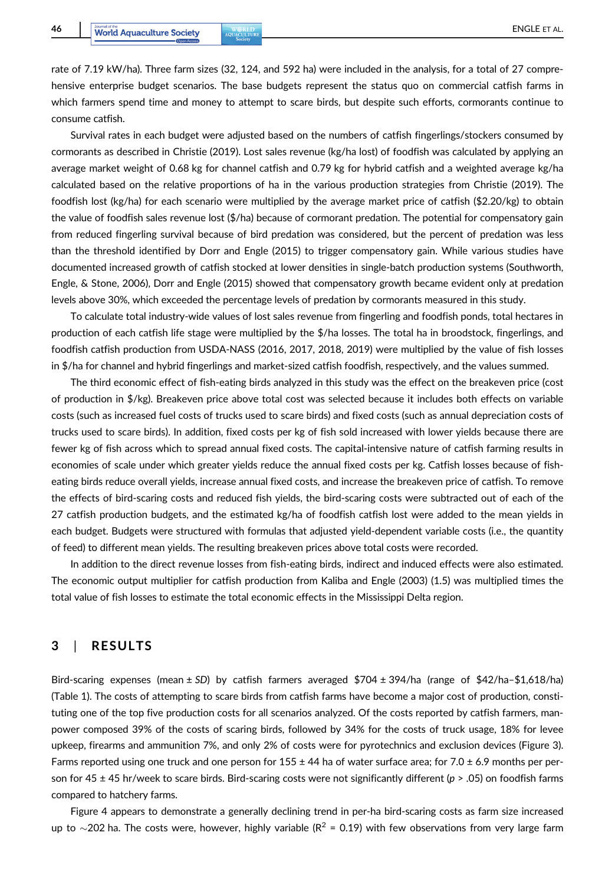rate of 7.19 kW/ha). Three farm sizes (32, 124, and 592 ha) were included in the analysis, for a total of 27 comprehensive enterprise budget scenarios. The base budgets represent the status quo on commercial catfish farms in which farmers spend time and money to attempt to scare birds, but despite such efforts, cormorants continue to consume catfish.

Survival rates in each budget were adjusted based on the numbers of catfish fingerlings/stockers consumed by cormorants as described in Christie (2019). Lost sales revenue (kg/ha lost) of foodfish was calculated by applying an average market weight of 0.68 kg for channel catfish and 0.79 kg for hybrid catfish and a weighted average kg/ha calculated based on the relative proportions of ha in the various production strategies from Christie (2019). The foodfish lost (kg/ha) for each scenario were multiplied by the average market price of catfish ($2.20/kg) to obtain the value of foodfish sales revenue lost ($/ha) because of cormorant predation. The potential for compensatory gain from reduced fingerling survival because of bird predation was considered, but the percent of predation was less than the threshold identified by Dorr and Engle (2015) to trigger compensatory gain. While various studies have documented increased growth of catfish stocked at lower densities in single-batch production systems (Southworth, Engle, & Stone, 2006), Dorr and Engle (2015) showed that compensatory growth became evident only at predation levels above 30%, which exceeded the percentage levels of predation by cormorants measured in this study.

To calculate total industry-wide values of lost sales revenue from fingerling and foodfish ponds, total hectares in production of each catfish life stage were multiplied by the $/ha losses. The total ha in broodstock, fingerlings, and foodfish catfish production from USDA-NASS (2016, 2017, 2018, 2019) were multiplied by the value of fish losses in $/ha for channel and hybrid fingerlings and market-sized catfish foodfish, respectively, and the values summed.

The third economic effect of fish-eating birds analyzed in this study was the effect on the breakeven price (cost of production in $/kg). Breakeven price above total cost was selected because it includes both effects on variable costs (such as increased fuel costs of trucks used to scare birds) and fixed costs (such as annual depreciation costs of trucks used to scare birds). In addition, fixed costs per kg of fish sold increased with lower yields because there are fewer kg of fish across which to spread annual fixed costs. The capital-intensive nature of catfish farming results in economies of scale under which greater yields reduce the annual fixed costs per kg. Catfish losses because of fish-eating birds reduce overall yields, increase annual fixed costs, and increase the breakeven price of catfish. To remove the effects of bird-scaring costs and reduced fish yields, the bird-scaring costs were subtracted out of each of the 27 catfish production budgets, and the estimated kg/ha of foodfish catfish lost were added to the mean yields in each budget. Budgets were structured with formulas that adjusted yield-dependent variable costs (i.e., the quantity of feed) to different mean yields. The resulting breakeven prices above total costs were recorded.

In addition to the direct revenue losses from fish-eating birds, indirect and induced effects were also estimated. The economic output multiplier for catfish production from Kaliba and Engle (2003) (1.5) was multiplied times the total value of fish losses to estimate the total economic effects in the Mississippi Delta region.

## 3 | RESULTS

Bird-scaring expenses (mean ± *SD*) by catfish farmers averaged $704 ± 394/ha (range of $42/ha–$1,618/ha) (Table 1). The costs of attempting to scare birds from catfish farms have become a major cost of production, constituting one of the top five production costs for all scenarios analyzed. Of the costs reported by catfish farmers, manpower composed 39% of the costs of scaring birds, followed by 34% for the costs of truck usage, 18% for levee upkeep, firearms and ammunition 7%, and only 2% of costs were for pyrotechnics and exclusion devices (Figure 3). Farms reported using one truck and one person for 155 ± 44 ha of water surface area; for 7.0 ± 6.9 months per person for 45 ± 45 hr/week to scare birds. Bird-scaring costs were not significantly different ($p > .05$) on foodfish farms compared to hatchery farms.

Figure 4 appears to demonstrate a generally declining trend in per-ha bird-scaring costs as farm size increased up to ~202 ha. The costs were, however, highly variable ($R^2 = 0.19$) with few observations from very large farm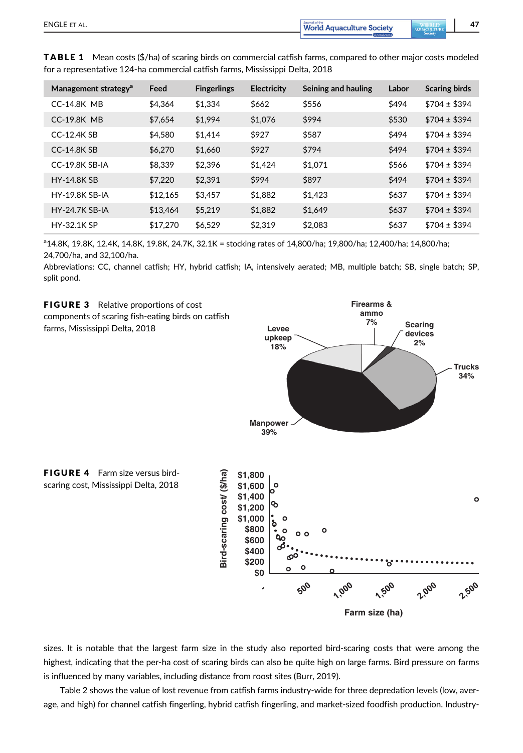**TABLE 1** Mean costs ($/ha) of scaring birds on commercial catfish farms, compared to other major costs modeled for a representative 124-ha commercial catfish farms, Mississippi Delta, 2018

| Management strategy[a] | Feed | Fingerlings | Electricity | Seining and hauling | Labor | Scaring birds |
|---|---|---|---|---|---|---|
| CC-14.8K MB | $4,364 | $1,334 | $662 | $556 | $494 | $704 ± $394 |
| CC-19.8K MB | $7,654 | $1,994 | $1,076 | $994 | $530 | $704 ± $394 |
| CC-12.4K SB | $4,580 | $1,414 | $927 | $587 | $494 | $704 ± $394 |
| CC-14.8K SB | $6,270 | $1,660 | $927 | $794 | $494 | $704 ± $394 |
| CC-19.8K SB-IA | $8,339 | $2,396 | $1,424 | $1,071 | $566 | $704 ± $394 |
| HY-14.8K SB | $7,220 | $2,391 | $994 | $897 | $494 | $704 ± $394 |
| HY-19.8K SB-IA | $12,165 | $3,457 | $1,882 | $1,423 | $637 | $704 ± $394 |
| HY-24.7K SB-IA | $13,464 | $5,219 | $1,882 | $1,649 | $637 | $704 ± $394 |
| HY-32.1K SP | $17,270 | $6,529 | $2,319 | $2,083 | $637 | $704 ± $394 |

[a]14.8K, 19.8K, 12.4K, 14.8K, 19.8K, 24.7K, 32.1K = stocking rates of 14,800/ha; 19,800/ha; 12,400/ha; 14,800/ha; 24,700/ha, and 32,100/ha.

Abbreviations: CC, channel catfish; HY, hybrid catfish; IA, intensively aerated; MB, multiple batch; SB, single batch; SP, split pond.

**FIGURE 3** Relative proportions of cost components of scaring fish-eating birds on catfish farms, Mississippi Delta, 2018

**FIGURE 4** Farm size versus bird-scaring cost, Mississippi Delta, 2018

sizes. It is notable that the largest farm size in the study also reported bird-scaring costs that were among the highest, indicating that the per-ha cost of scaring birds can also be quite high on large farms. Bird pressure on farms is influenced by many variables, including distance from roost sites (Burr, 2019).

Table 2 shows the value of lost revenue from catfish farms industry-wide for three depredation levels (low, average, and high) for channel catfish fingerling, hybrid catfish fingerling, and market-sized foodfish production. Industry-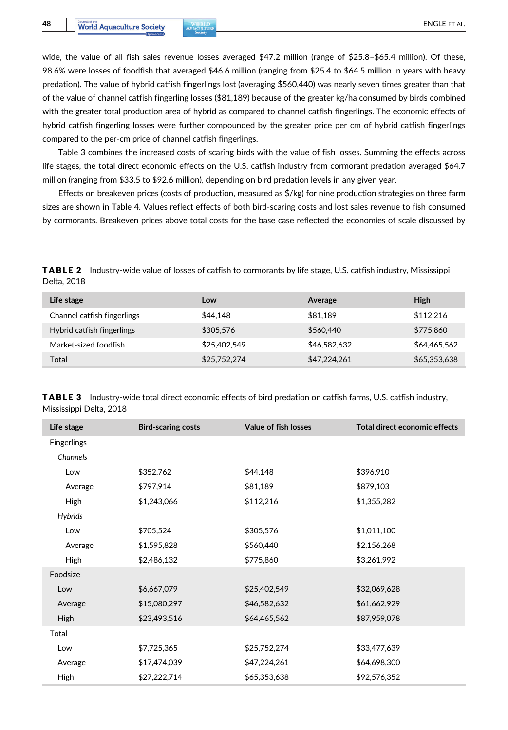wide, the value of all fish sales revenue losses averaged $47.2 million (range of $25.8–$65.4 million). Of these, 98.6% were losses of foodfish that averaged $46.6 million (ranging from $25.4 to $64.5 million in years with heavy predation). The value of hybrid catfish fingerlings lost (averaging $560,440) was nearly seven times greater than that of the value of channel catfish fingerling losses ($81,189) because of the greater kg/ha consumed by birds combined with the greater total production area of hybrid as compared to channel catfish fingerlings. The economic effects of hybrid catfish fingerling losses were further compounded by the greater price per cm of hybrid catfish fingerlings compared to the per-cm price of channel catfish fingerlings.

Table 3 combines the increased costs of scaring birds with the value of fish losses. Summing the effects across life stages, the total direct economic effects on the U.S. catfish industry from cormorant predation averaged $64.7 million (ranging from $33.5 to $92.6 million), depending on bird predation levels in any given year.

Effects on breakeven prices (costs of production, measured as $/kg) for nine production strategies on three farm sizes are shown in Table 4. Values reflect effects of both bird-scaring costs and lost sales revenue to fish consumed by cormorants. Breakeven prices above total costs for the base case reflected the economies of scale discussed by

**TABLE 2** Industry-wide value of losses of catfish to cormorants by life stage, U.S. catfish industry, Mississippi Delta, 2018

| Life stage | Low | Average | High |
|---|---|---|---|
| Channel catfish fingerlings | $44,148 | $81,189 | $112,216 |
| Hybrid catfish fingerlings | $305,576 | $560,440 | $775,860 |
| Market-sized foodfish | $25,402,549 | $46,582,632 | $64,465,562 |
| Total | $25,752,274 | $47,224,261 | $65,353,638 |

**TABLE 3** Industry-wide total direct economic effects of bird predation on catfish farms, U.S. catfish industry, Mississippi Delta, 2018

| Life stage | Bird-scaring costs | Value of fish losses | Total direct economic effects |
|---|---|---|---|
| Fingerlings | | | |
| *Channels* | | | |
| Low | $352,762 | $44,148 | $396,910 |
| Average | $797,914 | $81,189 | $879,103 |
| High | $1,243,066 | $112,216 | $1,355,282 |
| *Hybrids* | | | |
| Low | $705,524 | $305,576 | $1,011,100 |
| Average | $1,595,828 | $560,440 | $2,156,268 |
| High | $2,486,132 | $775,860 | $3,261,992 |
| Foodsize | | | |
| Low | $6,667,079 | $25,402,549 | $32,069,628 |
| Average | $15,080,297 | $46,582,632 | $61,662,929 |
| High | $23,493,516 | $64,465,562 | $87,959,078 |
| Total | | | |
| Low | $7,725,365 | $25,752,274 | $33,477,639 |
| Average | $17,474,039 | $47,224,261 | $64,698,300 |
| High | $27,222,714 | $65,353,638 | $92,576,352 |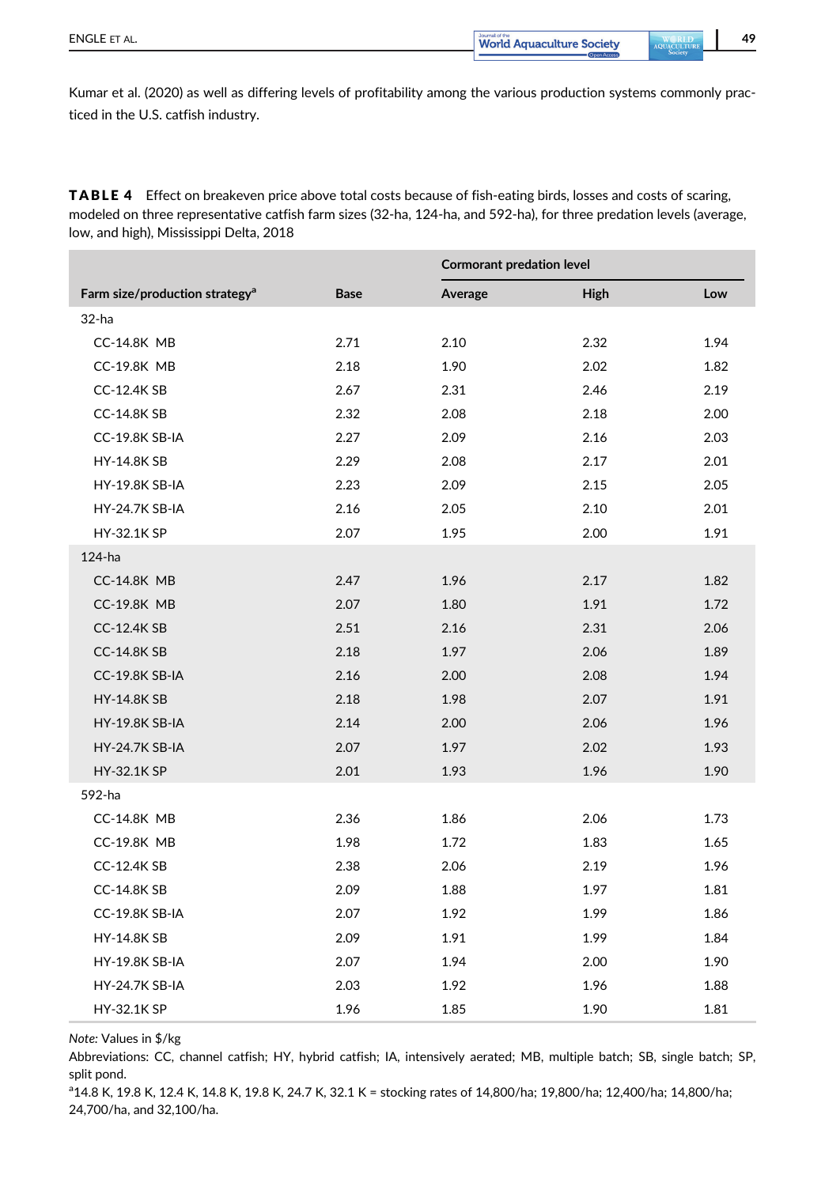Kumar et al. (2020) as well as differing levels of profitability among the various production systems commonly practiced in the U.S. catfish industry.

**TABLE 4** Effect on breakeven price above total costs because of fish-eating birds, losses and costs of scaring, modeled on three representative catfish farm sizes (32-ha, 124-ha, and 592-ha), for three predation levels (average, low, and high), Mississippi Delta, 2018

| | | Cormorant predation level | | |
|---|---|---|---|---|
| Farm size/production strategy[a] | Base | Average | High | Low |
| 32-ha | | | | |
| CC-14.8K MB | 2.71 | 2.10 | 2.32 | 1.94 |
| CC-19.8K MB | 2.18 | 1.90 | 2.02 | 1.82 |
| CC-12.4K SB | 2.67 | 2.31 | 2.46 | 2.19 |
| CC-14.8K SB | 2.32 | 2.08 | 2.18 | 2.00 |
| CC-19.8K SB-IA | 2.27 | 2.09 | 2.16 | 2.03 |
| HY-14.8K SB | 2.29 | 2.08 | 2.17 | 2.01 |
| HY-19.8K SB-IA | 2.23 | 2.09 | 2.15 | 2.05 |
| HY-24.7K SB-IA | 2.16 | 2.05 | 2.10 | 2.01 |
| HY-32.1K SP | 2.07 | 1.95 | 2.00 | 1.91 |
| 124-ha | | | | |
| CC-14.8K MB | 2.47 | 1.96 | 2.17 | 1.82 |
| CC-19.8K MB | 2.07 | 1.80 | 1.91 | 1.72 |
| CC-12.4K SB | 2.51 | 2.16 | 2.31 | 2.06 |
| CC-14.8K SB | 2.18 | 1.97 | 2.06 | 1.89 |
| CC-19.8K SB-IA | 2.16 | 2.00 | 2.08 | 1.94 |
| HY-14.8K SB | 2.18 | 1.98 | 2.07 | 1.91 |
| HY-19.8K SB-IA | 2.14 | 2.00 | 2.06 | 1.96 |
| HY-24.7K SB-IA | 2.07 | 1.97 | 2.02 | 1.93 |
| HY-32.1K SP | 2.01 | 1.93 | 1.96 | 1.90 |
| 592-ha | | | | |
| CC-14.8K MB | 2.36 | 1.86 | 2.06 | 1.73 |
| CC-19.8K MB | 1.98 | 1.72 | 1.83 | 1.65 |
| CC-12.4K SB | 2.38 | 2.06 | 2.19 | 1.96 |
| CC-14.8K SB | 2.09 | 1.88 | 1.97 | 1.81 |
| CC-19.8K SB-IA | 2.07 | 1.92 | 1.99 | 1.86 |
| HY-14.8K SB | 2.09 | 1.91 | 1.99 | 1.84 |
| HY-19.8K SB-IA | 2.07 | 1.94 | 2.00 | 1.90 |
| HY-24.7K SB-IA | 2.03 | 1.92 | 1.96 | 1.88 |
| HY-32.1K SP | 1.96 | 1.85 | 1.90 | 1.81 |

*Note:* Values in $/kg

Abbreviations: CC, channel catfish; HY, hybrid catfish; IA, intensively aerated; MB, multiple batch; SB, single batch; SP, split pond.

[a]14.8 K, 19.8 K, 12.4 K, 14.8 K, 19.8 K, 24.7 K, 32.1 K = stocking rates of 14,800/ha; 19,800/ha; 12,400/ha; 14,800/ha; 24,700/ha, and 32,100/ha.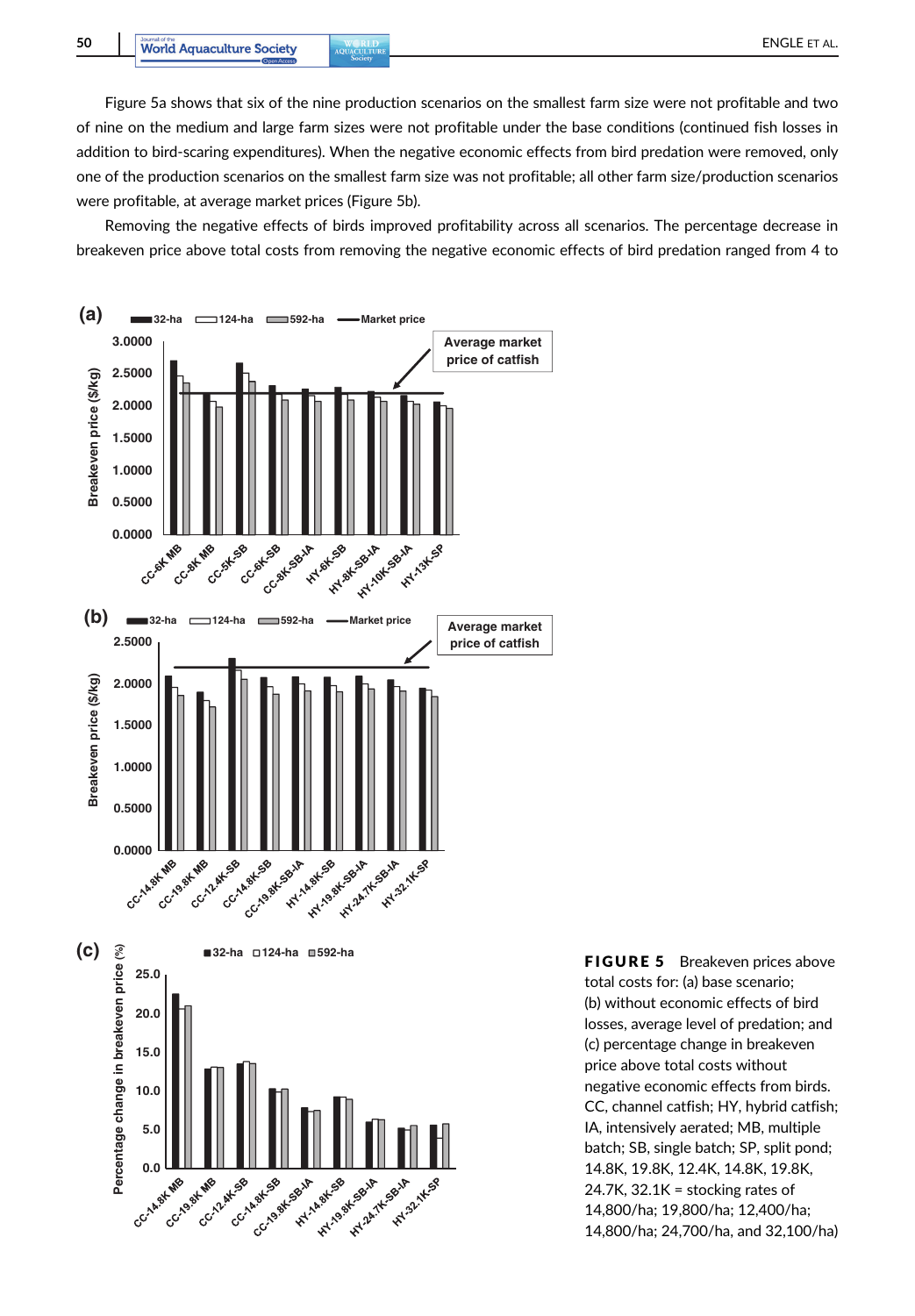Figure 5a shows that six of the nine production scenarios on the smallest farm size were not profitable and two of nine on the medium and large farm sizes were not profitable under the base conditions (continued fish losses in addition to bird-scaring expenditures). When the negative economic effects from bird predation were removed, only one of the production scenarios on the smallest farm size was not profitable; all other farm size/production scenarios were profitable, at average market prices (Figure 5b).

Removing the negative effects of birds improved profitability across all scenarios. The percentage decrease in breakeven price above total costs from removing the negative economic effects of bird predation ranged from 4 to

**FIGURE 5** Breakeven prices above total costs for: (a) base scenario; (b) without economic effects of bird losses, average level of predation; and (c) percentage change in breakeven price above total costs without negative economic effects from birds. CC, channel catfish; HY, hybrid catfish; IA, intensively aerated; MB, multiple batch; SB, single batch; SP, split pond; 14.8K, 19.8K, 12.4K, 14.8K, 19.8K, 24.7K, 32.1K = stocking rates of 14,800/ha; 19,800/ha; 12,400/ha; 14,800/ha; 24,700/ha, and 32,100/ha)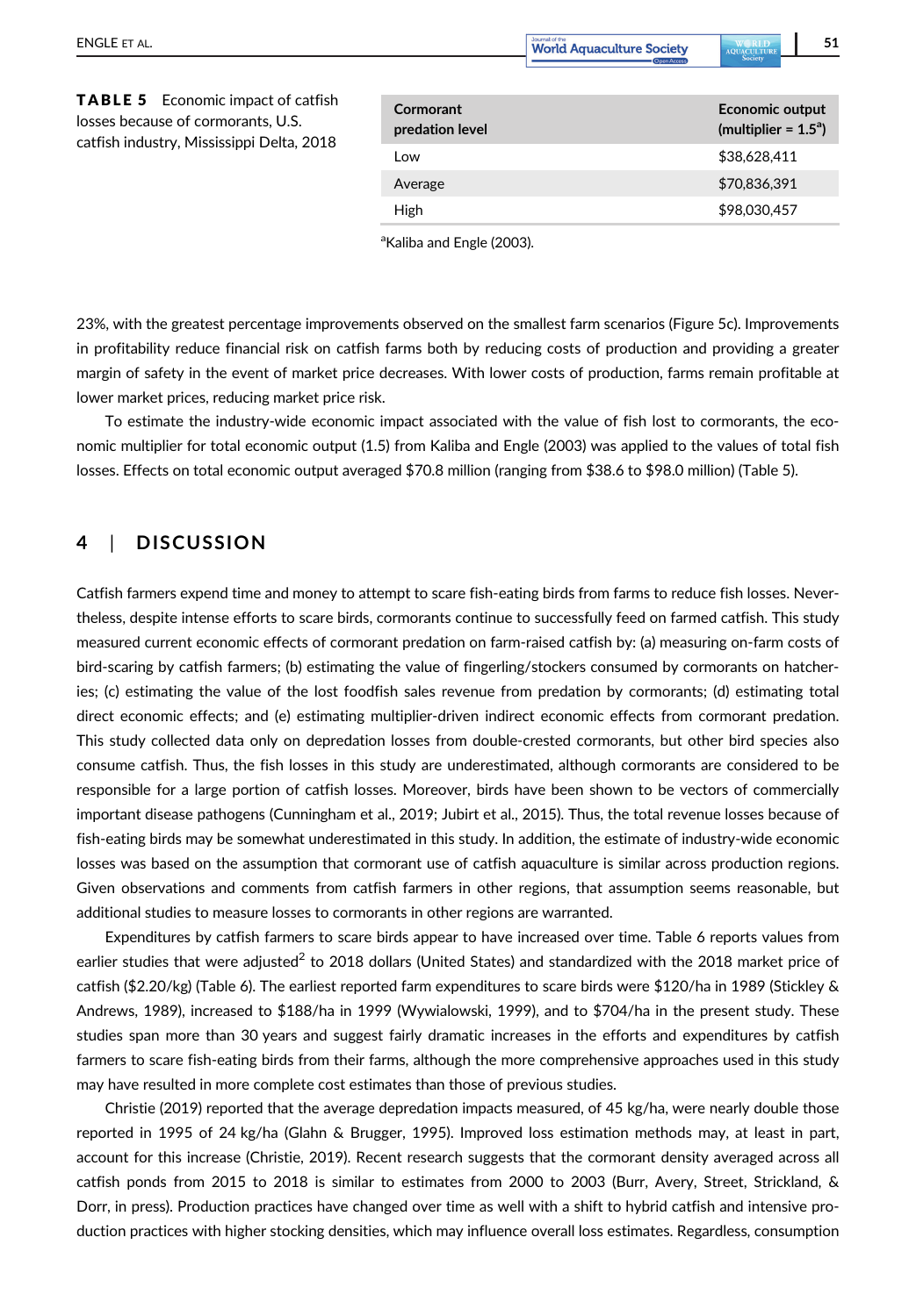**TABLE 5** Economic impact of catfish losses because of cormorants, U.S. catfish industry, Mississippi Delta, 2018

| Cormorant predation level | Economic output (multiplier = 1.5[a]) |
|---|---|
| Low | $38,628,411 |
| Average | $70,836,391 |
| High | $98,030,457 |

[a]Kaliba and Engle (2003).

23%, with the greatest percentage improvements observed on the smallest farm scenarios (Figure 5c). Improvements in profitability reduce financial risk on catfish farms both by reducing costs of production and providing a greater margin of safety in the event of market price decreases. With lower costs of production, farms remain profitable at lower market prices, reducing market price risk.

To estimate the industry-wide economic impact associated with the value of fish lost to cormorants, the economic multiplier for total economic output (1.5) from Kaliba and Engle (2003) was applied to the values of total fish losses. Effects on total economic output averaged $70.8 million (ranging from $38.6 to $98.0 million) (Table 5).

## 4 | DISCUSSION

Catfish farmers expend time and money to attempt to scare fish-eating birds from farms to reduce fish losses. Nevertheless, despite intense efforts to scare birds, cormorants continue to successfully feed on farmed catfish. This study measured current economic effects of cormorant predation on farm-raised catfish by: (a) measuring on-farm costs of bird-scaring by catfish farmers; (b) estimating the value of fingerling/stockers consumed by cormorants on hatcheries; (c) estimating the value of the lost foodfish sales revenue from predation by cormorants; (d) estimating total direct economic effects; and (e) estimating multiplier-driven indirect economic effects from cormorant predation. This study collected data only on depredation losses from double-crested cormorants, but other bird species also consume catfish. Thus, the fish losses in this study are underestimated, although cormorants are considered to be responsible for a large portion of catfish losses. Moreover, birds have been shown to be vectors of commercially important disease pathogens (Cunningham et al., 2019; Jubirt et al., 2015). Thus, the total revenue losses because of fish-eating birds may be somewhat underestimated in this study. In addition, the estimate of industry-wide economic losses was based on the assumption that cormorant use of catfish aquaculture is similar across production regions. Given observations and comments from catfish farmers in other regions, that assumption seems reasonable, but additional studies to measure losses to cormorants in other regions are warranted.

Expenditures by catfish farmers to scare birds appear to have increased over time. Table 6 reports values from earlier studies that were adjusted[2] to 2018 dollars (United States) and standardized with the 2018 market price of catfish ($2.20/kg) (Table 6). The earliest reported farm expenditures to scare birds were $120/ha in 1989 (Stickley & Andrews, 1989), increased to $188/ha in 1999 (Wywialowski, 1999), and to $704/ha in the present study. These studies span more than 30 years and suggest fairly dramatic increases in the efforts and expenditures by catfish farmers to scare fish-eating birds from their farms, although the more comprehensive approaches used in this study may have resulted in more complete cost estimates than those of previous studies.

Christie (2019) reported that the average depredation impacts measured, of 45 kg/ha, were nearly double those reported in 1995 of 24 kg/ha (Glahn & Brugger, 1995). Improved loss estimation methods may, at least in part, account for this increase (Christie, 2019). Recent research suggests that the cormorant density averaged across all catfish ponds from 2015 to 2018 is similar to estimates from 2000 to 2003 (Burr, Avery, Street, Strickland, & Dorr, in press). Production practices have changed over time as well with a shift to hybrid catfish and intensive production practices with higher stocking densities, which may influence overall loss estimates. Regardless, consumption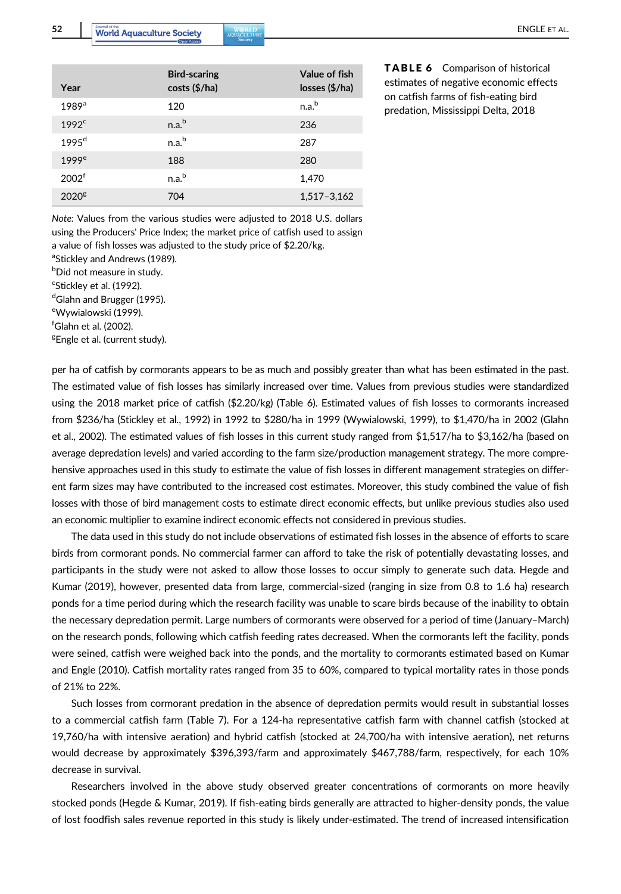**TABLE 6** Comparison of historical estimates of negative economic effects on catfish farms of fish-eating bird predation, Mississippi Delta, 2018

| Year | Bird-scaring costs ($/ha) | Value of fish losses ($/ha) |
|---|---|---|
| 1989[a] | 120 | n.a.[b] |
| 1992[c] | n.a.[b] | 236 |
| 1995[d] | n.a.[b] | 287 |
| 1999[e] | 188 | 280 |
| 2002[f] | n.a.[b] | 1,470 |
| 2020[g] | 704 | 1,517–3,162 |

*Note:* Values from the various studies were adjusted to 2018 U.S. dollars using the Producers' Price Index; the market price of catfish used to assign a value of fish losses was adjusted to the study price of $2.20/kg.

[a]Stickley and Andrews (1989).

[b]Did not measure in study.

[c]Stickley et al. (1992).

[d]Glahn and Brugger (1995).

[e]Wywialowski (1999).

[f]Glahn et al. (2002).

[g]Engle et al. (current study).

per ha of catfish by cormorants appears to be as much and possibly greater than what has been estimated in the past. The estimated value of fish losses has similarly increased over time. Values from previous studies were standardized using the 2018 market price of catfish ($2.20/kg) (Table 6). Estimated values of fish losses to cormorants increased from $236/ha (Stickley et al., 1992) in 1992 to $280/ha in 1999 (Wywialowski, 1999), to $1,470/ha in 2002 (Glahn et al., 2002). The estimated values of fish losses in this current study ranged from $1,517/ha to $3,162/ha (based on average depredation levels) and varied according to the farm size/production management strategy. The more comprehensive approaches used in this study to estimate the value of fish losses in different management strategies on different farm sizes may have contributed to the increased cost estimates. Moreover, this study combined the value of fish losses with those of bird management costs to estimate direct economic effects, but unlike previous studies also used an economic multiplier to examine indirect economic effects not considered in previous studies.

The data used in this study do not include observations of estimated fish losses in the absence of efforts to scare birds from cormorant ponds. No commercial farmer can afford to take the risk of potentially devastating losses, and participants in the study were not asked to allow those losses to occur simply to generate such data. Hegde and Kumar (2019), however, presented data from large, commercial-sized (ranging in size from 0.8 to 1.6 ha) research ponds for a time period during which the research facility was unable to scare birds because of the inability to obtain the necessary depredation permit. Large numbers of cormorants were observed for a period of time (January–March) on the research ponds, following which catfish feeding rates decreased. When the cormorants left the facility, ponds were seined, catfish were weighed back into the ponds, and the mortality to cormorants estimated based on Kumar and Engle (2010). Catfish mortality rates ranged from 35 to 60%, compared to typical mortality rates in those ponds of 21% to 22%.

Such losses from cormorant predation in the absence of depredation permits would result in substantial losses to a commercial catfish farm (Table 7). For a 124-ha representative catfish farm with channel catfish (stocked at 19,760/ha with intensive aeration) and hybrid catfish (stocked at 24,700/ha with intensive aeration), net returns would decrease by approximately $396,393/farm and approximately $467,788/farm, respectively, for each 10% decrease in survival.

Researchers involved in the above study observed greater concentrations of cormorants on more heavily stocked ponds (Hegde & Kumar, 2019). If fish-eating birds generally are attracted to higher-density ponds, the value of lost foodfish sales revenue reported in this study is likely under-estimated. The trend of increased intensification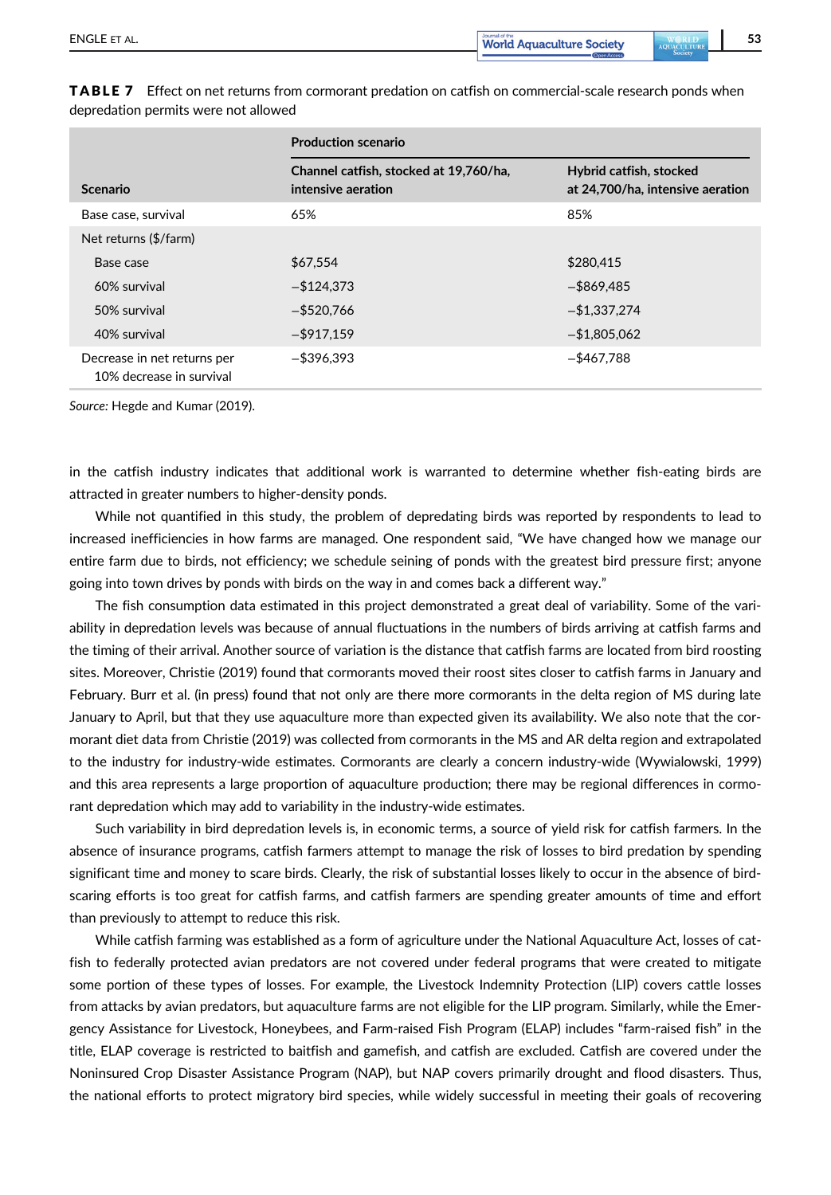**TABLE 7** Effect on net returns from cormorant predation on catfish on commercial-scale research ponds when depredation permits were not allowed

| Scenario | Production scenario | |
|---|---|---|
| | Channel catfish, stocked at 19,760/ha, intensive aeration | Hybrid catfish, stocked at 24,700/ha, intensive aeration |
| Base case, survival | 65% | 85% |
| Net returns ($/farm) | | |
| Base case | $67,554 | $280,415 |
| 60% survival | −$124,373 | −$869,485 |
| 50% survival | −$520,766 | −$1,337,274 |
| 40% survival | −$917,159 | −$1,805,062 |
| Decrease in net returns per 10% decrease in survival | −$396,393 | −$467,788 |

*Source:* Hegde and Kumar (2019).

in the catfish industry indicates that additional work is warranted to determine whether fish-eating birds are attracted in greater numbers to higher-density ponds.

While not quantified in this study, the problem of depredating birds was reported by respondents to lead to increased inefficiencies in how farms are managed. One respondent said, "We have changed how we manage our entire farm due to birds, not efficiency; we schedule seining of ponds with the greatest bird pressure first; anyone going into town drives by ponds with birds on the way in and comes back a different way."

The fish consumption data estimated in this project demonstrated a great deal of variability. Some of the variability in depredation levels was because of annual fluctuations in the numbers of birds arriving at catfish farms and the timing of their arrival. Another source of variation is the distance that catfish farms are located from bird roosting sites. Moreover, Christie (2019) found that cormorants moved their roost sites closer to catfish farms in January and February. Burr et al. (in press) found that not only are there more cormorants in the delta region of MS during late January to April, but that they use aquaculture more than expected given its availability. We also note that the cormorant diet data from Christie (2019) was collected from cormorants in the MS and AR delta region and extrapolated to the industry for industry-wide estimates. Cormorants are clearly a concern industry-wide (Wywialowski, 1999) and this area represents a large proportion of aquaculture production; there may be regional differences in cormorant depredation which may add to variability in the industry-wide estimates.

Such variability in bird depredation levels is, in economic terms, a source of yield risk for catfish farmers. In the absence of insurance programs, catfish farmers attempt to manage the risk of losses to bird predation by spending significant time and money to scare birds. Clearly, the risk of substantial losses likely to occur in the absence of bird-scaring efforts is too great for catfish farms, and catfish farmers are spending greater amounts of time and effort than previously to attempt to reduce this risk.

While catfish farming was established as a form of agriculture under the National Aquaculture Act, losses of catfish to federally protected avian predators are not covered under federal programs that were created to mitigate some portion of these types of losses. For example, the Livestock Indemnity Protection (LIP) covers cattle losses from attacks by avian predators, but aquaculture farms are not eligible for the LIP program. Similarly, while the Emergency Assistance for Livestock, Honeybees, and Farm-raised Fish Program (ELAP) includes "farm-raised fish" in the title, ELAP coverage is restricted to baitfish and gamefish, and catfish are excluded. Catfish are covered under the Noninsured Crop Disaster Assistance Program (NAP), but NAP covers primarily drought and flood disasters. Thus, the national efforts to protect migratory bird species, while widely successful in meeting their goals of recovering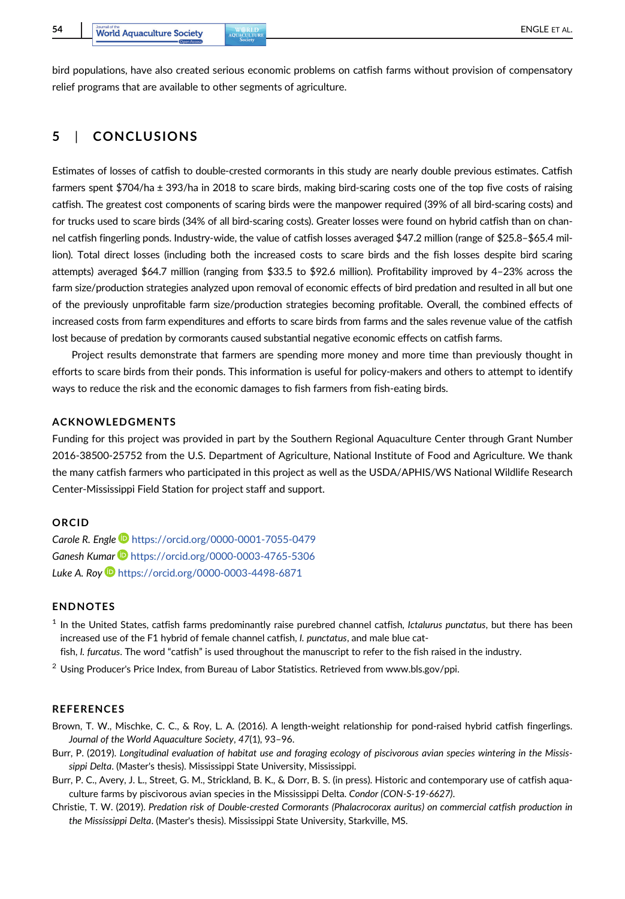bird populations, have also created serious economic problems on catfish farms without provision of compensatory relief programs that are available to other segments of agriculture.

## 5 | CONCLUSIONS

Estimates of losses of catfish to double-crested cormorants in this study are nearly double previous estimates. Catfish farmers spent $704/ha ± 393/ha in 2018 to scare birds, making bird-scaring costs one of the top five costs of raising catfish. The greatest cost components of scaring birds were the manpower required (39% of all bird-scaring costs) and for trucks used to scare birds (34% of all bird-scaring costs). Greater losses were found on hybrid catfish than on channel catfish fingerling ponds. Industry-wide, the value of catfish losses averaged $47.2 million (range of $25.8–$65.4 million). Total direct losses (including both the increased costs to scare birds and the fish losses despite bird scaring attempts) averaged $64.7 million (ranging from $33.5 to $92.6 million). Profitability improved by 4–23% across the farm size/production strategies analyzed upon removal of economic effects of bird predation and resulted in all but one of the previously unprofitable farm size/production strategies becoming profitable. Overall, the combined effects of increased costs from farm expenditures and efforts to scare birds from farms and the sales revenue value of the catfish lost because of predation by cormorants caused substantial negative economic effects on catfish farms.

Project results demonstrate that farmers are spending more money and more time than previously thought in efforts to scare birds from their ponds. This information is useful for policy-makers and others to attempt to identify ways to reduce the risk and the economic damages to fish farmers from fish-eating birds.

### ACKNOWLEDGMENTS

Funding for this project was provided in part by the Southern Regional Aquaculture Center through Grant Number 2016-38500-25752 from the U.S. Department of Agriculture, National Institute of Food and Agriculture. We thank the many catfish farmers who participated in this project as well as the USDA/APHIS/WS National Wildlife Research Center-Mississippi Field Station for project staff and support.

### ORCID

*Carole R. Engle* https://orcid.org/0000-0001-7055-0479
*Ganesh Kumar* https://orcid.org/0000-0003-4765-5306
*Luke A. Roy* https://orcid.org/0000-0003-4498-6871

### ENDNOTES

[1] In the United States, catfish farms predominantly raise purebred channel catfish, *Ictalurus punctatus*, but there has been increased use of the F1 hybrid of female channel catfish, *I. punctatus*, and male blue catfish, *I. furcatus*. The word "catfish" is used throughout the manuscript to refer to the fish raised in the industry.

[2] Using Producer's Price Index, from Bureau of Labor Statistics. Retrieved from www.bls.gov/ppi.

### REFERENCES

Brown, T. W., Mischke, C. C., & Roy, L. A. (2016). A length-weight relationship for pond-raised hybrid catfish fingerlings. *Journal of the World Aquaculture Society*, *47*(1), 93–96.

Burr, P. (2019). *Longitudinal evaluation of habitat use and foraging ecology of piscivorous avian species wintering in the Mississippi Delta*. (Master's thesis). Mississippi State University, Mississippi.

Burr, P. C., Avery, J. L., Street, G. M., Strickland, B. K., & Dorr, B. S. (in press). Historic and contemporary use of catfish aquaculture farms by piscivorous avian species in the Mississippi Delta. *Condor (CON-S-19-6627)*.

Christie, T. W. (2019). *Predation risk of Double-crested Cormorants (Phalacrocorax auritus) on commercial catfish production in the Mississippi Delta*. (Master's thesis). Mississippi State University, Starkville, MS.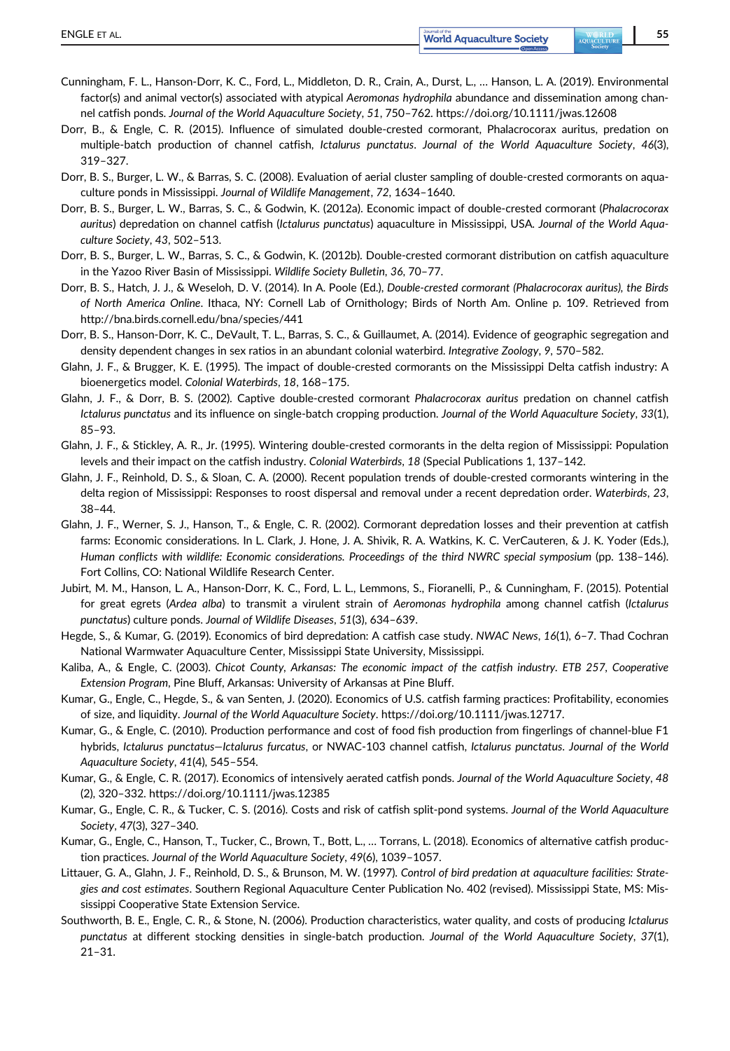Cunningham, F. L., Hanson-Dorr, K. C., Ford, L., Middleton, D. R., Crain, A., Durst, L., … Hanson, L. A. (2019). Environmental factor(s) and animal vector(s) associated with atypical *Aeromonas hydrophila* abundance and dissemination among channel catfish ponds. *Journal of the World Aquaculture Society*, *51*, 750–762. https://doi.org/10.1111/jwas.12608

Dorr, B., & Engle, C. R. (2015). Influence of simulated double-crested cormorant, Phalacrocorax auritus, predation on multiple-batch production of channel catfish, *Ictalurus punctatus*. *Journal of the World Aquaculture Society*, *46*(3), 319–327.

Dorr, B. S., Burger, L. W., & Barras, S. C. (2008). Evaluation of aerial cluster sampling of double-crested cormorants on aquaculture ponds in Mississippi. *Journal of Wildlife Management*, *72*, 1634–1640.

Dorr, B. S., Burger, L. W., Barras, S. C., & Godwin, K. (2012a). Economic impact of double-crested cormorant (*Phalacrocorax auritus*) depredation on channel catfish (*Ictalurus punctatus*) aquaculture in Mississippi, USA. *Journal of the World Aquaculture Society*, *43*, 502–513.

Dorr, B. S., Burger, L. W., Barras, S. C., & Godwin, K. (2012b). Double-crested cormorant distribution on catfish aquaculture in the Yazoo River Basin of Mississippi. *Wildlife Society Bulletin*, *36*, 70–77.

Dorr, B. S., Hatch, J. J., & Weseloh, D. V. (2014). In A. Poole (Ed.), *Double-crested cormorant (Phalacrocorax auritus), the Birds of North America Online*. Ithaca, NY: Cornell Lab of Ornithology; Birds of North Am. Online p. 109. Retrieved from http://bna.birds.cornell.edu/bna/species/441

Dorr, B. S., Hanson-Dorr, K. C., DeVault, T. L., Barras, S. C., & Guillaumet, A. (2014). Evidence of geographic segregation and density dependent changes in sex ratios in an abundant colonial waterbird. *Integrative Zoology*, *9*, 570–582.

Glahn, J. F., & Brugger, K. E. (1995). The impact of double-crested cormorants on the Mississippi Delta catfish industry: A bioenergetics model. *Colonial Waterbirds*, *18*, 168–175.

Glahn, J. F., & Dorr, B. S. (2002). Captive double-crested cormorant *Phalacrocorax auritus* predation on channel catfish *Ictalurus punctatus* and its influence on single-batch cropping production. *Journal of the World Aquaculture Society*, *33*(1), 85–93.

Glahn, J. F., & Stickley, A. R., Jr. (1995). Wintering double-crested cormorants in the delta region of Mississippi: Population levels and their impact on the catfish industry. *Colonial Waterbirds*, *18* (Special Publications 1, 137–142.

Glahn, J. F., Reinhold, D. S., & Sloan, C. A. (2000). Recent population trends of double-crested cormorants wintering in the delta region of Mississippi: Responses to roost dispersal and removal under a recent depredation order. *Waterbirds*, *23*, 38–44.

Glahn, J. F., Werner, S. J., Hanson, T., & Engle, C. R. (2002). Cormorant depredation losses and their prevention at catfish farms: Economic considerations. In L. Clark, J. Hone, J. A. Shivik, R. A. Watkins, K. C. VerCauteren, & J. K. Yoder (Eds.), *Human conflicts with wildlife: Economic considerations. Proceedings of the third NWRC special symposium* (pp. 138–146). Fort Collins, CO: National Wildlife Research Center.

Jubirt, M. M., Hanson, L. A., Hanson-Dorr, K. C., Ford, L. L., Lemmons, S., Fioranelli, P., & Cunningham, F. (2015). Potential for great egrets (*Ardea alba*) to transmit a virulent strain of *Aeromonas hydrophila* among channel catfish (*Ictalurus punctatus*) culture ponds. *Journal of Wildlife Diseases*, *51*(3), 634–639.

Hegde, S., & Kumar, G. (2019). Economics of bird depredation: A catfish case study. *NWAC News*, *16*(1), 6–7. Thad Cochran National Warmwater Aquaculture Center, Mississippi State University, Mississippi.

Kaliba, A., & Engle, C. (2003). *Chicot County, Arkansas: The economic impact of the catfish industry. ETB 257, Cooperative Extension Program*, Pine Bluff, Arkansas: University of Arkansas at Pine Bluff.

Kumar, G., Engle, C., Hegde, S., & van Senten, J. (2020). Economics of U.S. catfish farming practices: Profitability, economies of size, and liquidity. *Journal of the World Aquaculture Society*. https://doi.org/10.1111/jwas.12717.

Kumar, G., & Engle, C. (2010). Production performance and cost of food fish production from fingerlings of channel-blue F1 hybrids, *Ictalurus punctatus—Ictalurus furcatus*, or NWAC-103 channel catfish, *Ictalurus punctatus*. *Journal of the World Aquaculture Society*, *41*(4), 545–554.

Kumar, G., & Engle, C. R. (2017). Economics of intensively aerated catfish ponds. *Journal of the World Aquaculture Society*, *48* (2), 320–332. https://doi.org/10.1111/jwas.12385

Kumar, G., Engle, C. R., & Tucker, C. S. (2016). Costs and risk of catfish split-pond systems. *Journal of the World Aquaculture Society*, *47*(3), 327–340.

Kumar, G., Engle, C., Hanson, T., Tucker, C., Brown, T., Bott, L., … Torrans, L. (2018). Economics of alternative catfish production practices. *Journal of the World Aquaculture Society*, *49*(6), 1039–1057.

Littauer, G. A., Glahn, J. F., Reinhold, D. S., & Brunson, M. W. (1997). *Control of bird predation at aquaculture facilities: Strategies and cost estimates*. Southern Regional Aquaculture Center Publication No. 402 (revised). Mississippi State, MS: Mississippi Cooperative State Extension Service.

Southworth, B. E., Engle, C. R., & Stone, N. (2006). Production characteristics, water quality, and costs of producing *Ictalurus punctatus* at different stocking densities in single-batch production. *Journal of the World Aquaculture Society*, *37*(1), 21–31.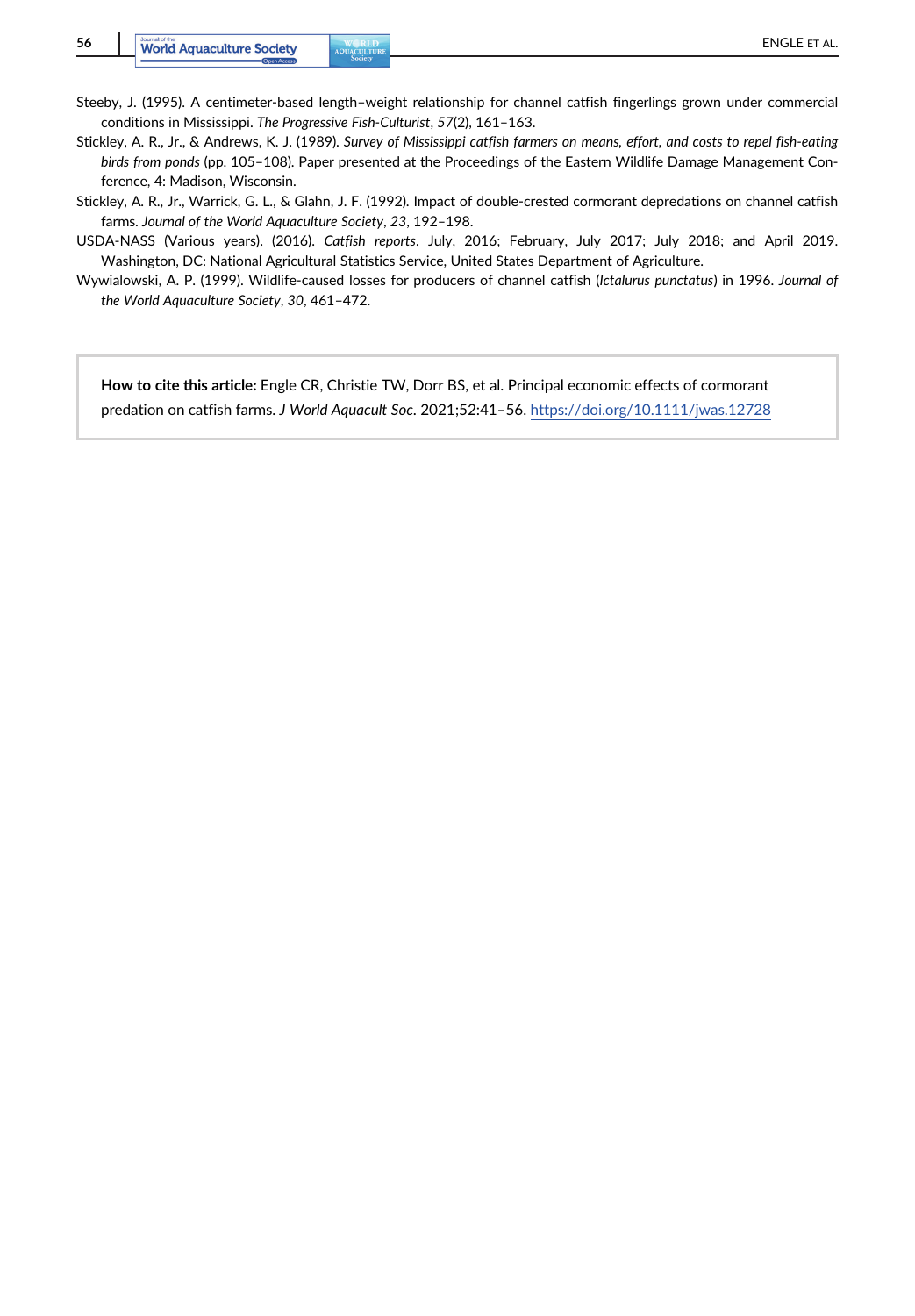Steeby, J. (1995). A centimeter-based length–weight relationship for channel catfish fingerlings grown under commercial conditions in Mississippi. *The Progressive Fish-Culturist*, *57*(2), 161–163.

Stickley, A. R., Jr., & Andrews, K. J. (1989). *Survey of Mississippi catfish farmers on means, effort, and costs to repel fish-eating birds from ponds* (pp. 105–108). Paper presented at the Proceedings of the Eastern Wildlife Damage Management Conference, 4: Madison, Wisconsin.

Stickley, A. R., Jr., Warrick, G. L., & Glahn, J. F. (1992). Impact of double-crested cormorant depredations on channel catfish farms. *Journal of the World Aquaculture Society*, *23*, 192–198.

USDA-NASS (Various years). (2016). *Catfish reports*. July, 2016; February, July 2017; July 2018; and April 2019. Washington, DC: National Agricultural Statistics Service, United States Department of Agriculture.

Wywialowski, A. P. (1999). Wildlife-caused losses for producers of channel catfish (*Ictalurus punctatus*) in 1996. *Journal of the World Aquaculture Society*, *30*, 461–472.

**How to cite this article:** Engle CR, Christie TW, Dorr BS, et al. Principal economic effects of cormorant predation on catfish farms. *J World Aquacult Soc*. 2021;52:41–56. https://doi.org/10.1111/jwas.12728